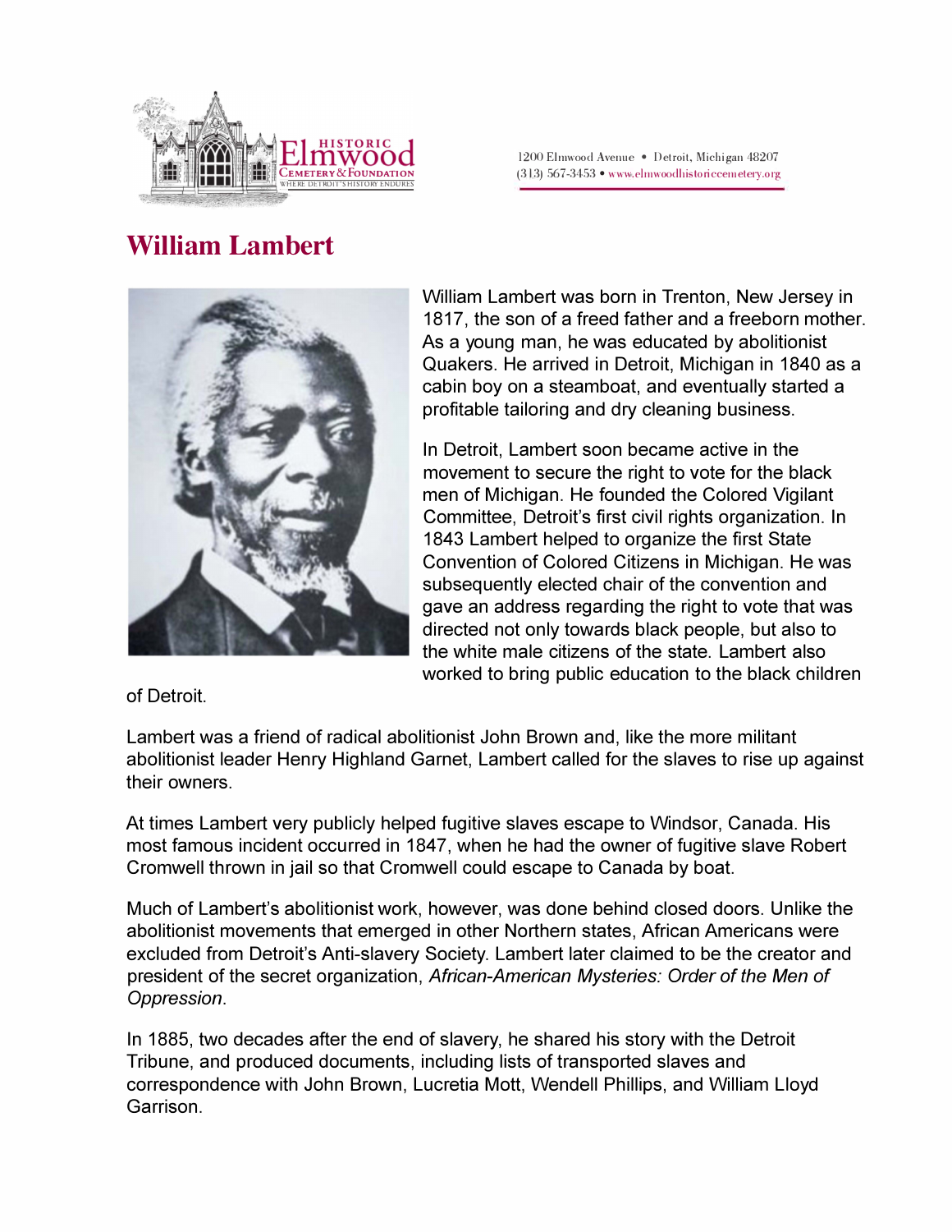1200 Elmwood Avenue • Detroit, Michigan 48207
(313) 567-3453 • www.elmwoodhistoriccemetery.org

# William Lambert

William Lambert was born in Trenton, New Jersey in 1817, the son of a freed father and a freeborn mother. As a young man, he was educated by abolitionist Quakers. He arrived in Detroit, Michigan in 1840 as a cabin boy on a steamboat, and eventually started a profitable tailoring and dry cleaning business.

In Detroit, Lambert soon became active in the movement to secure the right to vote for the black men of Michigan. He founded the Colored Vigilant Committee, Detroit's first civil rights organization. In 1843 Lambert helped to organize the first State Convention of Colored Citizens in Michigan. He was subsequently elected chair of the convention and gave an address regarding the right to vote that was directed not only towards black people, but also to the white male citizens of the state. Lambert also worked to bring public education to the black children of Detroit.

Lambert was a friend of radical abolitionist John Brown and, like the more militant abolitionist leader Henry Highland Garnet, Lambert called for the slaves to rise up against their owners.

At times Lambert very publicly helped fugitive slaves escape to Windsor, Canada. His most famous incident occurred in 1847, when he had the owner of fugitive slave Robert Cromwell thrown in jail so that Cromwell could escape to Canada by boat.

Much of Lambert's abolitionist work, however, was done behind closed doors. Unlike the abolitionist movements that emerged in other Northern states, African Americans were excluded from Detroit's Anti-slavery Society. Lambert later claimed to be the creator and president of the secret organization, *African-American Mysteries: Order of the Men of Oppression*.

In 1885, two decades after the end of slavery, he shared his story with the Detroit Tribune, and produced documents, including lists of transported slaves and correspondence with John Brown, Lucretia Mott, Wendell Phillips, and William Lloyd Garrison.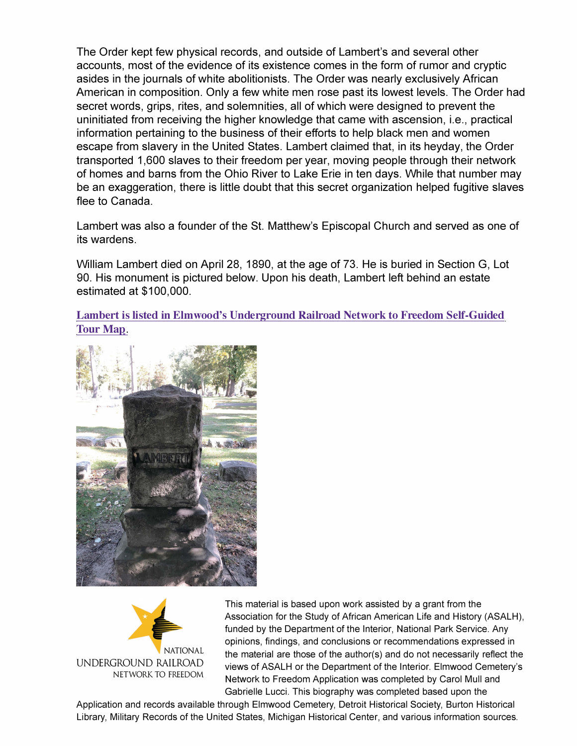The Order kept few physical records, and outside of Lambert's and several other accounts, most of the evidence of its existence comes in the form of rumor and cryptic asides in the journals of white abolitionists. The Order was nearly exclusively African American in composition. Only a few white men rose past its lowest levels. The Order had secret words, grips, rites, and solemnities, all of which were designed to prevent the uninitiated from receiving the higher knowledge that came with ascension, i.e., practical information pertaining to the business of their efforts to help black men and women escape from slavery in the United States. Lambert claimed that, in its heyday, the Order transported 1,600 slaves to their freedom per year, moving people through their network of homes and barns from the Ohio River to Lake Erie in ten days. While that number may be an exaggeration, there is little doubt that this secret organization helped fugitive slaves flee to Canada.

Lambert was also a founder of the St. Matthew's Episcopal Church and served as one of its wardens.

William Lambert died on April 28, 1890, at the age of 73. He is buried in Section G, Lot 90. His monument is pictured below. Upon his death, Lambert left behind an estate estimated at $100,000.

**Lambert is listed in Elmwood's Underground Railroad Network to Freedom Self-Guided Tour Map.**

NATIONAL UNDERGROUND RAILROAD NETWORK TO FREEDOM

This material is based upon work assisted by a grant from the Association for the Study of African American Life and History (ASALH), funded by the Department of the Interior, National Park Service. Any opinions, findings, and conclusions or recommendations expressed in the material are those of the author(s) and do not necessarily reflect the views of ASALH or the Department of the Interior. Elmwood Cemetery's Network to Freedom Application was completed by Carol Mull and Gabrielle Lucci. This biography was completed based upon the Application and records available through Elmwood Cemetery, Detroit Historical Society, Burton Historical Library, Military Records of the United States, Michigan Historical Center, and various information sources.